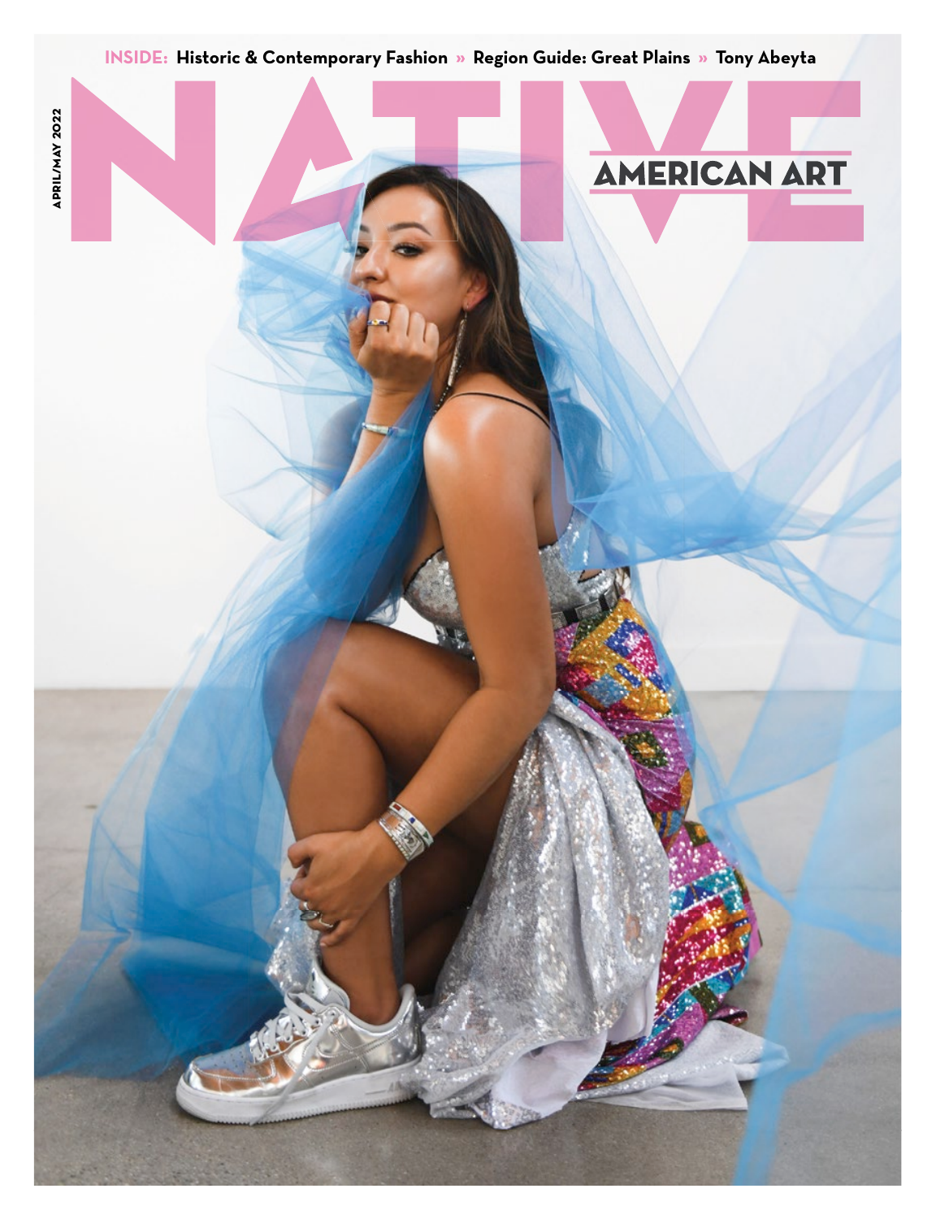**INSIDE:** Historic & Contemporary Fashion » Region Guide: Great Plains » Tony Abeyta

APRIL/MAY 2022

# NATIVE AMERICAN ART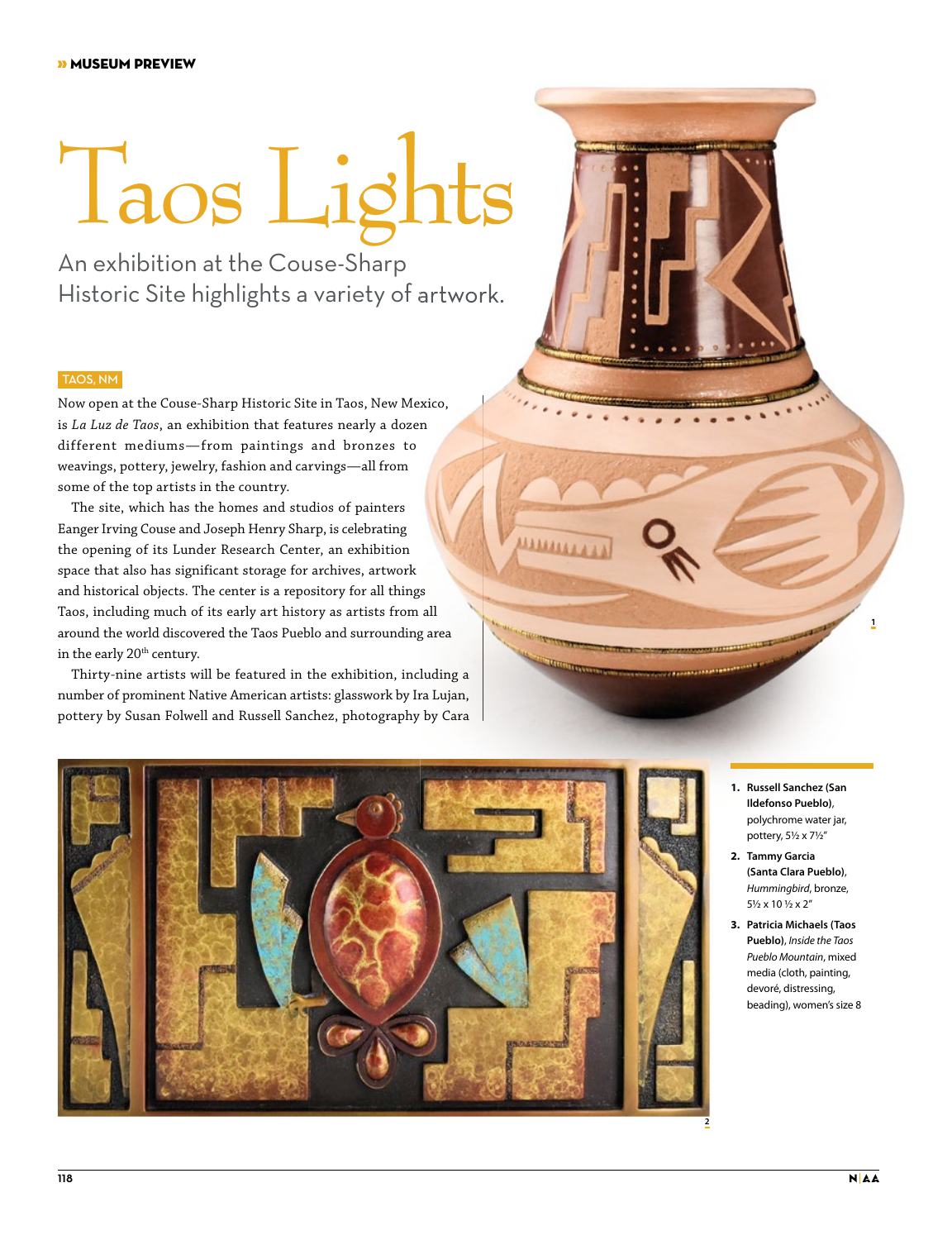» MUSEUM PREVIEW

# Taos Lights

## An exhibition at the Couse-Sharp Historic Site highlights a variety of artwork.

TAOS, NM

Now open at the Couse-Sharp Historic Site in Taos, New Mexico, is *La Luz de Taos*, an exhibition that features nearly a dozen different mediums—from paintings and bronzes to weavings, pottery, jewelry, fashion and carvings—all from some of the top artists in the country.

The site, which has the homes and studios of painters Eanger Irving Couse and Joseph Henry Sharp, is celebrating the opening of its Lunder Research Center, an exhibition space that also has significant storage for archives, artwork and historical objects. The center is a repository for all things Taos, including much of its early art history as artists from all around the world discovered the Taos Pueblo and surrounding area in the early 20th century.

Thirty-nine artists will be featured in the exhibition, including a number of prominent Native American artists: glasswork by Ira Lujan, pottery by Susan Folwell and Russell Sanchez, photography by Cara

1. **Russell Sanchez (San Ildefonso Pueblo)**, polychrome water jar, pottery, 5½ x 7½"
2. **Tammy Garcia (Santa Clara Pueblo)**, *Hummingbird*, bronze, 5½ x 10 ½ x 2"
3. **Patricia Michaels (Taos Pueblo)**, *Inside the Taos Pueblo Mountain*, mixed media (cloth, painting, devoré, distressing, beading), women's size 8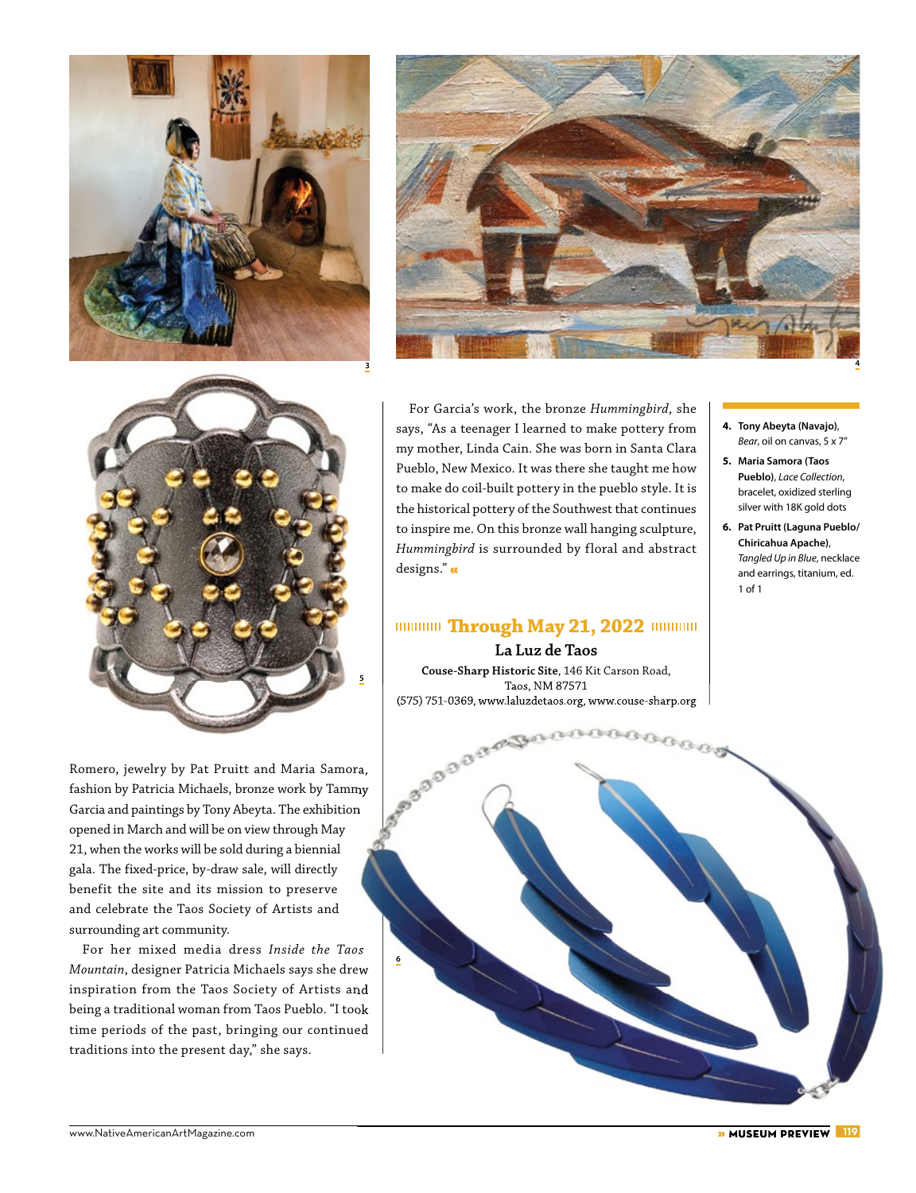Romero, jewelry by Pat Pruitt and Maria Samora, fashion by Patricia Michaels, bronze work by Tammy Garcia and paintings by Tony Abeyta. The exhibition opened in March and will be on view through May 21, when the works will be sold during a biennial gala. The fixed-price, by-draw sale, will directly benefit the site and its mission to preserve and celebrate the Taos Society of Artists and surrounding art community.

For her mixed media dress *Inside the Taos Mountain*, designer Patricia Michaels says she drew inspiration from the Taos Society of Artists and being a traditional woman from Taos Pueblo. "I took time periods of the past, bringing our continued traditions into the present day," she says.

For Garcia's work, the bronze *Hummingbird*, she says, "As a teenager I learned to make pottery from my mother, Linda Cain. She was born in Santa Clara Pueblo, New Mexico. It was there she taught me how to make do coil-built pottery in the pueblo style. It is the historical pottery of the Southwest that continues to inspire me. On this bronze wall hanging sculpture, *Hummingbird* is surrounded by floral and abstract designs."

## Through May 21, 2022

**La Luz de Taos**

**Couse-Sharp Historic Site**, 146 Kit Carson Road, Taos, NM 87571
(575) 751-0369, www.laluzdetaos.org, www.couse-sharp.org

4. **Tony Abeyta (Navajo)**, *Bear*, oil on canvas, 5 x 7"
5. **Maria Samora (Taos Pueblo)**, *Lace Collection*, bracelet, oxidized sterling silver with 18K gold dots
6. **Pat Pruitt (Laguna Pueblo/ Chiricahua Apache)**, *Tangled Up in Blue*, necklace and earrings, titanium, ed. 1 of 1